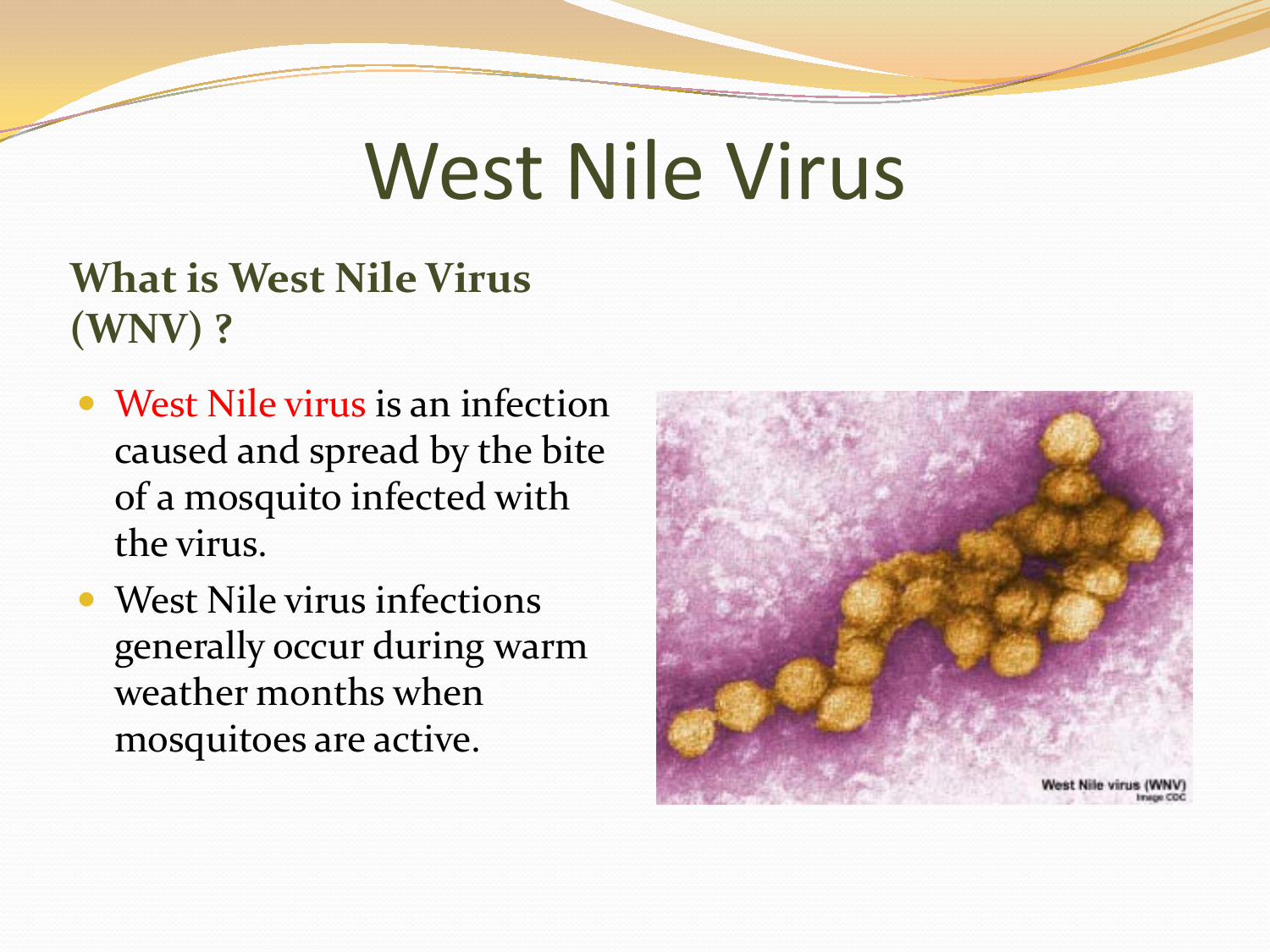# West Nile Virus

## What is West Nile Virus (WNV) ?

- West Nile virus is an infection caused and spread by the bite of a mosquito infected with the virus.
- West Nile virus infections generally occur during warm weather months when mosquitoes are active.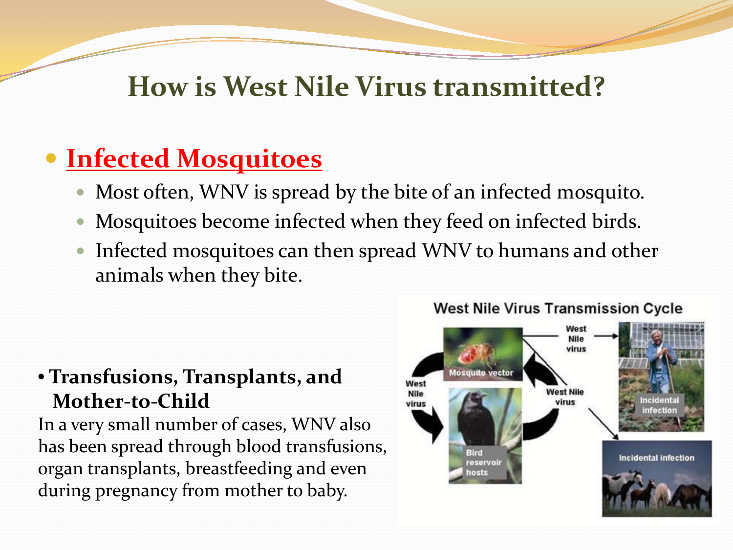# How is West Nile Virus transmitted?

- **Infected Mosquitoes**
  - Most often, WNV is spread by the bite of an infected mosquito.
  - Mosquitoes become infected when they feed on infected birds.
  - Infected mosquitoes can then spread WNV to humans and other animals when they bite.

- **Transfusions, Transplants, and Mother-to-Child**

In a very small number of cases, WNV also has been spread through blood transfusions, organ transplants, breastfeeding and even during pregnancy from mother to baby.

West Nile Virus Transmission Cycle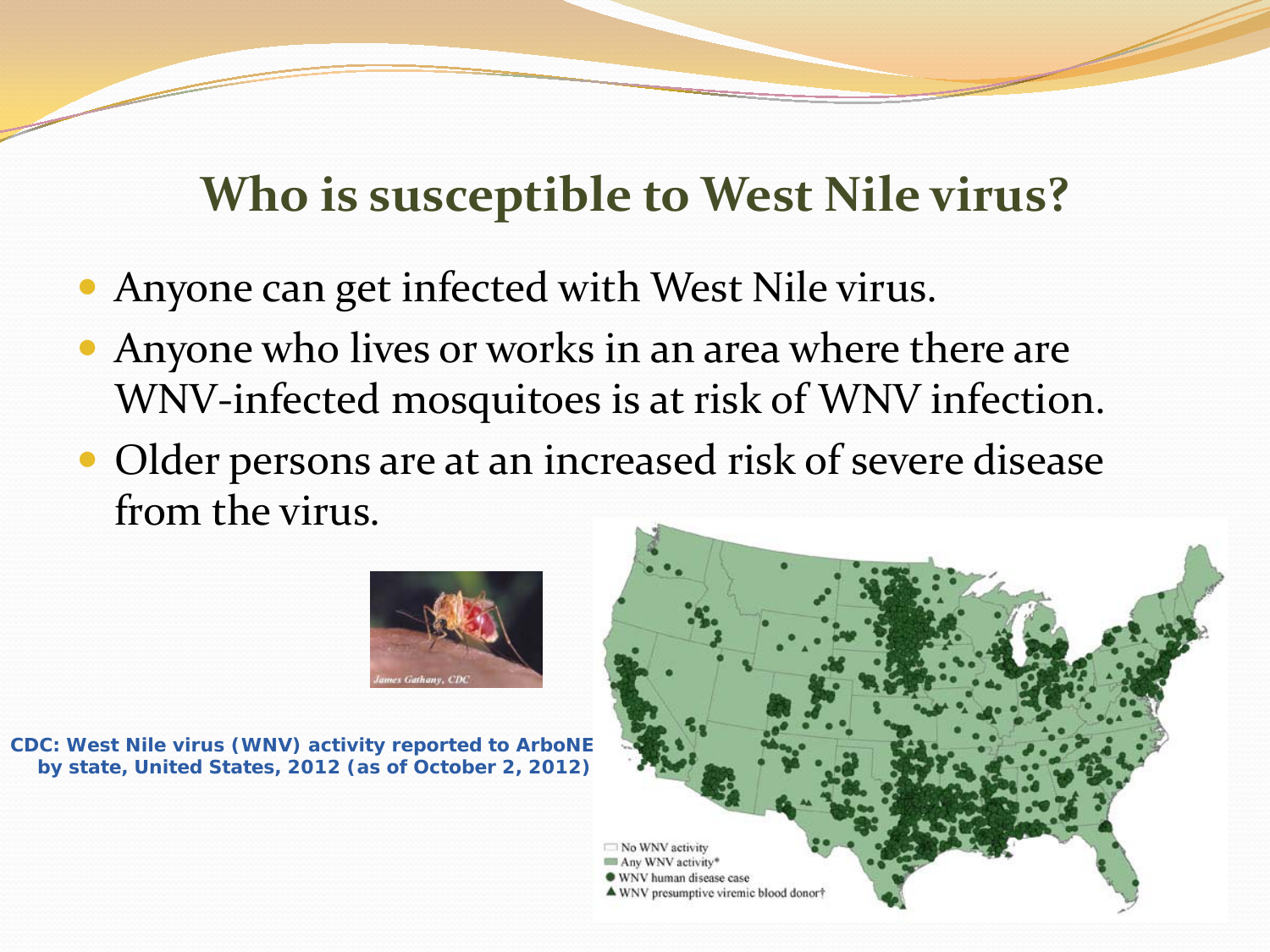## Who is susceptible to West Nile virus?

- Anyone can get infected with West Nile virus.
- Anyone who lives or works in an area where there are WNV-infected mosquitoes is at risk of WNV infection.
- Older persons are at an increased risk of severe disease from the virus.

**CDC: West Nile virus (WNV) activity reported to ArboNE by state, United States, 2012 (as of October 2, 2012)**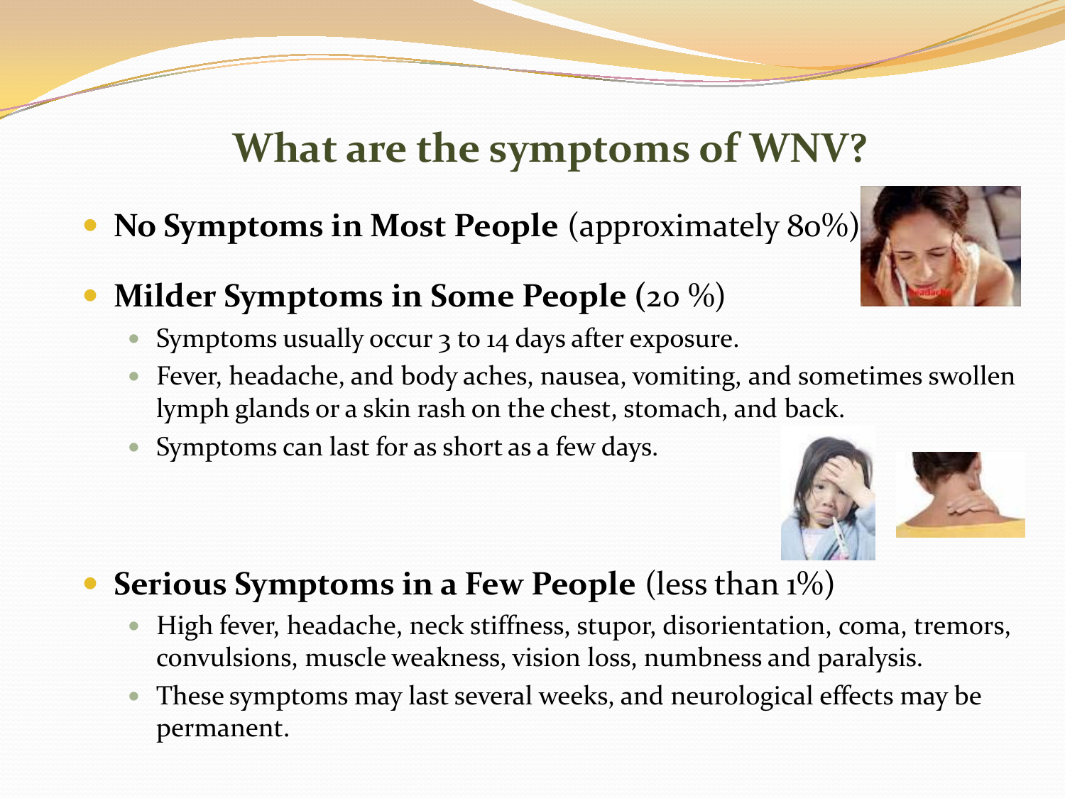# What are the symptoms of WNV?

- **No Symptoms in Most People** (approximately 80%)
- **Milder Symptoms in Some People** (20 %)
  - Symptoms usually occur 3 to 14 days after exposure.
  - Fever, headache, and body aches, nausea, vomiting, and sometimes swollen lymph glands or a skin rash on the chest, stomach, and back.
  - Symptoms can last for as short as a few days.
- **Serious Symptoms in a Few People** (less than 1%)
  - High fever, headache, neck stiffness, stupor, disorientation, coma, tremors, convulsions, muscle weakness, vision loss, numbness and paralysis.
  - These symptoms may last several weeks, and neurological effects may be permanent.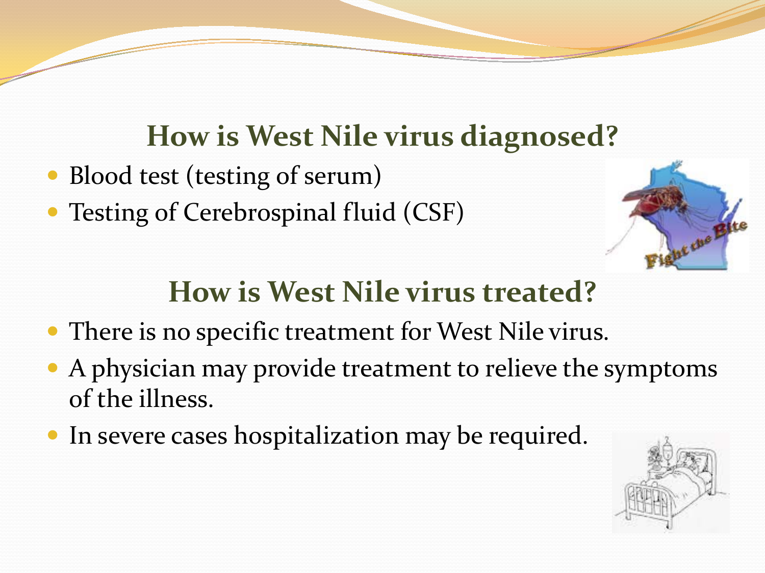## How is West Nile virus diagnosed?

- Blood test (testing of serum)
- Testing of Cerebrospinal fluid (CSF)

## How is West Nile virus treated?

- There is no specific treatment for West Nile virus.
- A physician may provide treatment to relieve the symptoms of the illness.
- In severe cases hospitalization may be required.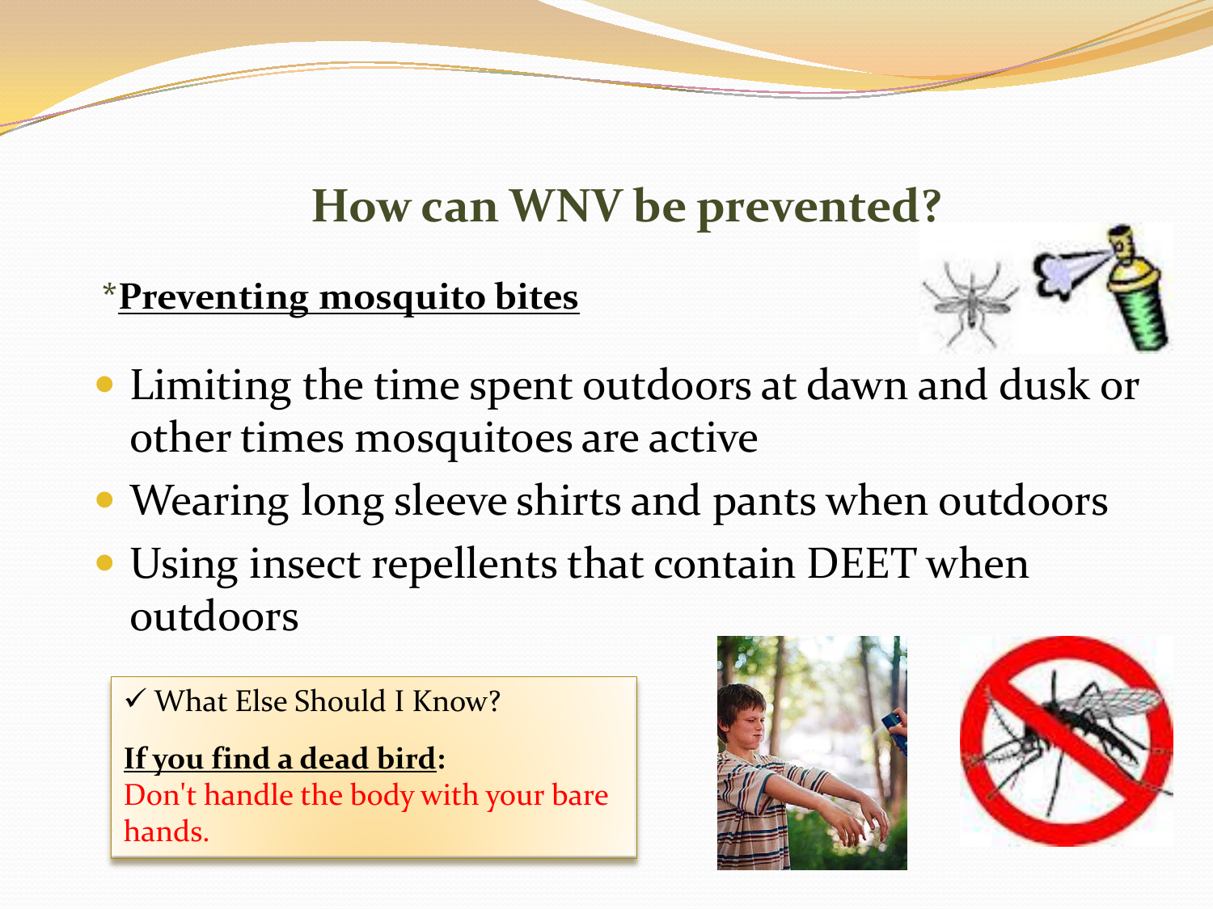## How can WNV be prevented?

*<u>**Preventing mosquito bites**</u>

- Limiting the time spent outdoors at dawn and dusk or other times mosquitoes are active
- Wearing long sleeve shirts and pants when outdoors
- Using insect repellents that contain DEET when outdoors

✓ What Else Should I Know?

<u>**If you find a dead bird**</u>**:**
Don't handle the body with your bare hands.